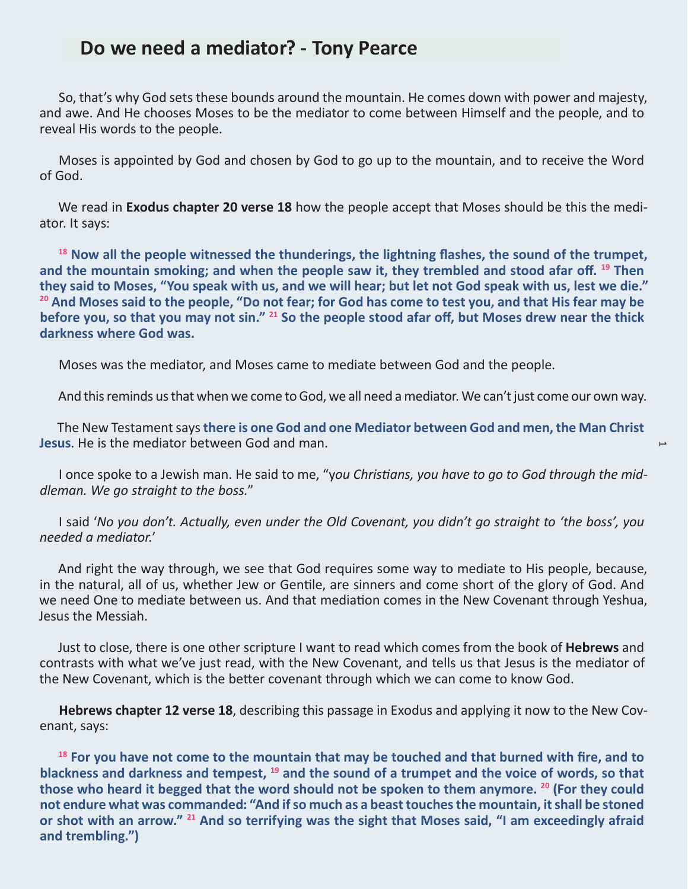## Do we need a mediator? - Tony Pearce

So, that's why God sets these bounds around the mountain. He comes down with power and majesty, and awe. And He chooses Moses to be the mediator to come between Himself and the people, and to reveal His words to the people.

Moses is appointed by God and chosen by God to go up to the mountain, and to receive the Word of God.

We read in **Exodus chapter 20 verse 18** how the people accept that Moses should be this the mediator. It says:

**[18] Now all the people witnessed the thunderings, the lightning flashes, the sound of the trumpet, and the mountain smoking; and when the people saw it, they trembled and stood afar off. [19] Then they said to Moses, "You speak with us, and we will hear; but let not God speak with us, lest we die." [20] And Moses said to the people, "Do not fear; for God has come to test you, and that His fear may be before you, so that you may not sin." [21] So the people stood afar off, but Moses drew near the thick darkness where God was.**

Moses was the mediator, and Moses came to mediate between God and the people.

And this reminds us that when we come to God, we all need a mediator. We can't just come our own way.

The New Testament says **there is one God and one Mediator between God and men, the Man Christ Jesus**. He is the mediator between God and man.

I once spoke to a Jewish man. He said to me, "*you Christians, you have to go to God through the middleman. We go straight to the boss.*"

I said '*No you don't. Actually, even under the Old Covenant, you didn't go straight to 'the boss', you needed a mediator.*'

And right the way through, we see that God requires some way to mediate to His people, because, in the natural, all of us, whether Jew or Gentile, are sinners and come short of the glory of God. And we need One to mediate between us. And that mediation comes in the New Covenant through Yeshua, Jesus the Messiah.

Just to close, there is one other scripture I want to read which comes from the book of **Hebrews** and contrasts with what we've just read, with the New Covenant, and tells us that Jesus is the mediator of the New Covenant, which is the better covenant through which we can come to know God.

**Hebrews chapter 12 verse 18**, describing this passage in Exodus and applying it now to the New Covenant, says:

**[18] For you have not come to the mountain that may be touched and that burned with fire, and to blackness and darkness and tempest, [19] and the sound of a trumpet and the voice of words, so that those who heard it begged that the word should not be spoken to them anymore. [20] (For they could not endure what was commanded: "And if so much as a beast touches the mountain, it shall be stoned or shot with an arrow." [21] And so terrifying was the sight that Moses said, "I am exceedingly afraid and trembling.")**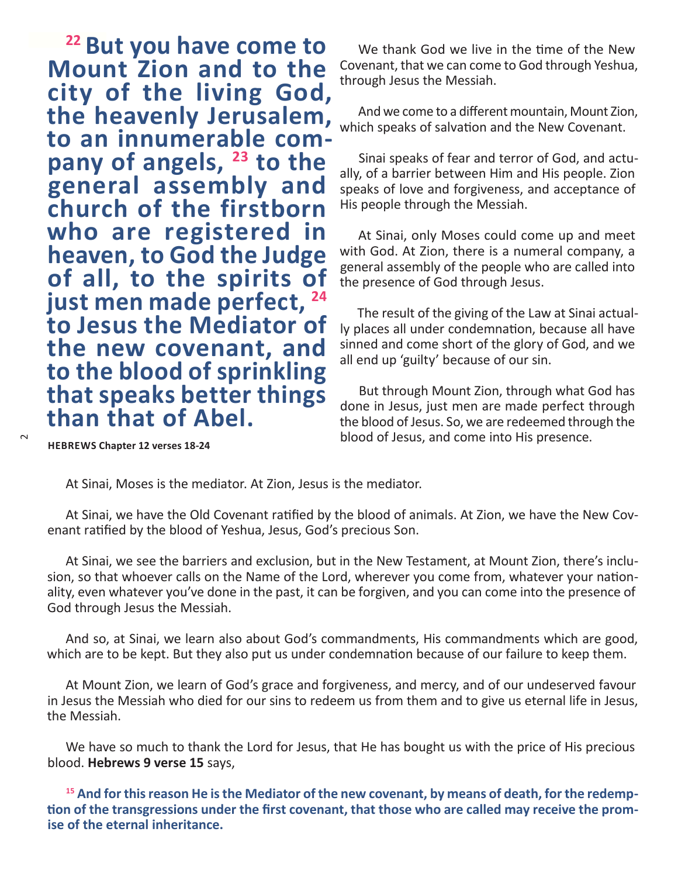**[22] But you have come to Mount Zion and to the city of the living God, the heavenly Jerusalem, to an innumerable company of angels, [23] to the general assembly and church of the firstborn who are registered in heaven, to God the Judge of all, to the spirits of just men made perfect, [24] to Jesus the Mediator of the new covenant, and to the blood of sprinkling that speaks better things than that of Abel.**

**HEBREWS Chapter 12 verses 18-24**

We thank God we live in the time of the New Covenant, that we can come to God through Yeshua, through Jesus the Messiah.

And we come to a different mountain, Mount Zion, which speaks of salvation and the New Covenant.

Sinai speaks of fear and terror of God, and actually, of a barrier between Him and His people. Zion speaks of love and forgiveness, and acceptance of His people through the Messiah.

At Sinai, only Moses could come up and meet with God. At Zion, there is a numeral company, a general assembly of the people who are called into the presence of God through Jesus.

The result of the giving of the Law at Sinai actually places all under condemnation, because all have sinned and come short of the glory of God, and we all end up 'guilty' because of our sin.

But through Mount Zion, through what God has done in Jesus, just men are made perfect through the blood of Jesus. So, we are redeemed through the blood of Jesus, and come into His presence.

At Sinai, Moses is the mediator. At Zion, Jesus is the mediator.

At Sinai, we have the Old Covenant ratified by the blood of animals. At Zion, we have the New Covenant ratified by the blood of Yeshua, Jesus, God's precious Son.

At Sinai, we see the barriers and exclusion, but in the New Testament, at Mount Zion, there's inclusion, so that whoever calls on the Name of the Lord, wherever you come from, whatever your nationality, even whatever you've done in the past, it can be forgiven, and you can come into the presence of God through Jesus the Messiah.

And so, at Sinai, we learn also about God's commandments, His commandments which are good, which are to be kept. But they also put us under condemnation because of our failure to keep them.

At Mount Zion, we learn of God's grace and forgiveness, and mercy, and of our undeserved favour in Jesus the Messiah who died for our sins to redeem us from them and to give us eternal life in Jesus, the Messiah.

We have so much to thank the Lord for Jesus, that He has bought us with the price of His precious blood. **Hebrews 9 verse 15** says,

**[15] And for this reason He is the Mediator of the new covenant, by means of death, for the redemption of the transgressions under the first covenant, that those who are called may receive the promise of the eternal inheritance.**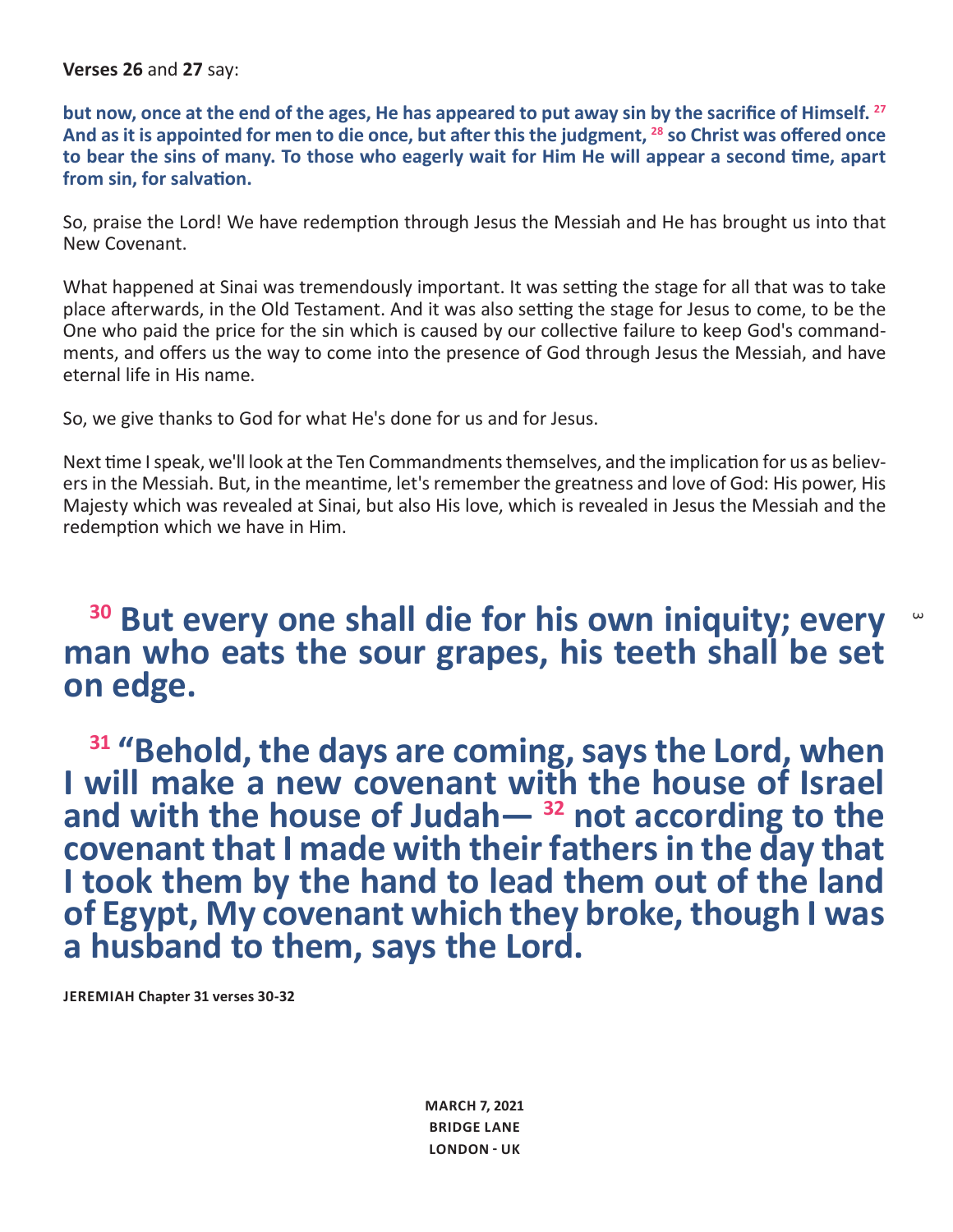**Verses 26** and **27** say:

**but now, once at the end of the ages, He has appeared to put away sin by the sacrifice of Himself. [27] And as it is appointed for men to die once, but after this the judgment, [28] so Christ was offered once to bear the sins of many. To those who eagerly wait for Him He will appear a second time, apart from sin, for salvation.**

So, praise the Lord! We have redemption through Jesus the Messiah and He has brought us into that New Covenant.

What happened at Sinai was tremendously important. It was setting the stage for all that was to take place afterwards, in the Old Testament. And it was also setting the stage for Jesus to come, to be the One who paid the price for the sin which is caused by our collective failure to keep God's commandments, and offers us the way to come into the presence of God through Jesus the Messiah, and have eternal life in His name.

So, we give thanks to God for what He's done for us and for Jesus.

Next time I speak, we'll look at the Ten Commandments themselves, and the implication for us as believers in the Messiah. But, in the meantime, let's remember the greatness and love of God: His power, His Majesty which was revealed at Sinai, but also His love, which is revealed in Jesus the Messiah and the redemption which we have in Him.

## [30] But every one shall die for his own iniquity; every man who eats the sour grapes, his teeth shall be set on edge.

## [31] "Behold, the days are coming, says the Lord, when I will make a new covenant with the house of Israel and with the house of Judah— [32] not according to the covenant that I made with their fathers in the day that I took them by the hand to lead them out of the land of Egypt, My covenant which they broke, though I was a husband to them, says the Lord.

**JEREMIAH Chapter 31 verses 30-32**

**MARCH 7, 2021**
**BRIDGE LANE**
**LONDON - UK**